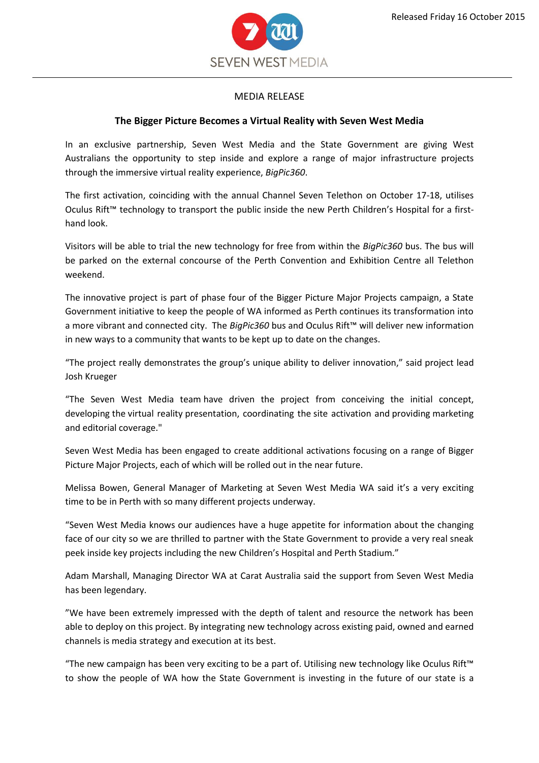Released Friday 16 October 2015

SEVEN WEST MEDIA

MEDIA RELEASE

**The Bigger Picture Becomes a Virtual Reality with Seven West Media**

In an exclusive partnership, Seven West Media and the State Government are giving West Australians the opportunity to step inside and explore a range of major infrastructure projects through the immersive virtual reality experience, *BigPic360*.

The first activation, coinciding with the annual Channel Seven Telethon on October 17-18, utilises Oculus Rift™ technology to transport the public inside the new Perth Children's Hospital for a first-hand look.

Visitors will be able to trial the new technology for free from within the *BigPic360* bus. The bus will be parked on the external concourse of the Perth Convention and Exhibition Centre all Telethon weekend.

The innovative project is part of phase four of the Bigger Picture Major Projects campaign, a State Government initiative to keep the people of WA informed as Perth continues its transformation into a more vibrant and connected city. The *BigPic360* bus and Oculus Rift™ will deliver new information in new ways to a community that wants to be kept up to date on the changes.

"The project really demonstrates the group's unique ability to deliver innovation," said project lead Josh Krueger

"The Seven West Media team have driven the project from conceiving the initial concept, developing the virtual reality presentation, coordinating the site activation and providing marketing and editorial coverage."

Seven West Media has been engaged to create additional activations focusing on a range of Bigger Picture Major Projects, each of which will be rolled out in the near future.

Melissa Bowen, General Manager of Marketing at Seven West Media WA said it's a very exciting time to be in Perth with so many different projects underway.

"Seven West Media knows our audiences have a huge appetite for information about the changing face of our city so we are thrilled to partner with the State Government to provide a very real sneak peek inside key projects including the new Children's Hospital and Perth Stadium."

Adam Marshall, Managing Director WA at Carat Australia said the support from Seven West Media has been legendary.

"We have been extremely impressed with the depth of talent and resource the network has been able to deploy on this project. By integrating new technology across existing paid, owned and earned channels is media strategy and execution at its best.

"The new campaign has been very exciting to be a part of. Utilising new technology like Oculus Rift™ to show the people of WA how the State Government is investing in the future of our state is a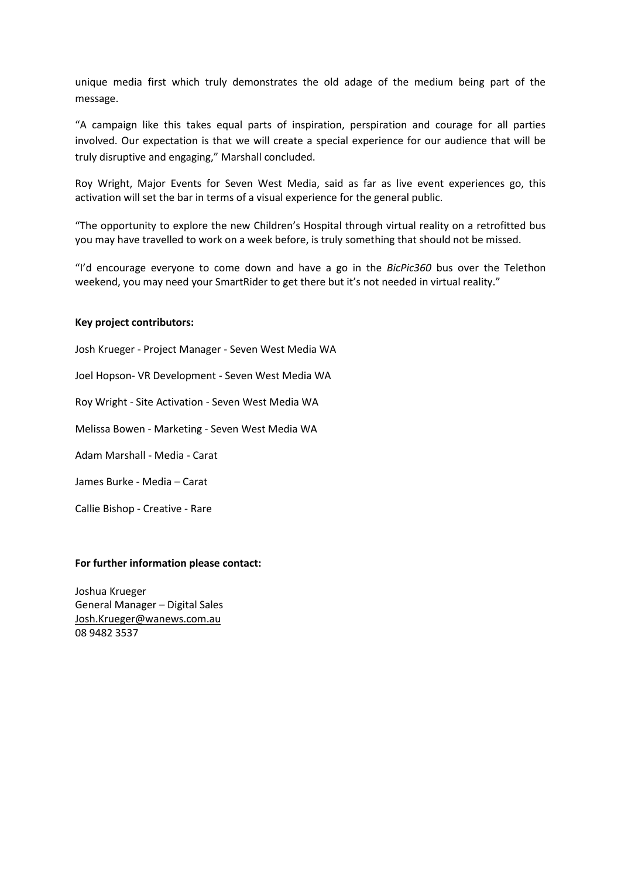unique media first which truly demonstrates the old adage of the medium being part of the message.

“A campaign like this takes equal parts of inspiration, perspiration and courage for all parties involved. Our expectation is that we will create a special experience for our audience that will be truly disruptive and engaging,” Marshall concluded.

Roy Wright, Major Events for Seven West Media, said as far as live event experiences go, this activation will set the bar in terms of a visual experience for the general public.

“The opportunity to explore the new Children’s Hospital through virtual reality on a retrofitted bus you may have travelled to work on a week before, is truly something that should not be missed.

“I’d encourage everyone to come down and have a go in the *BicPic360* bus over the Telethon weekend, you may need your SmartRider to get there but it’s not needed in virtual reality.”

**Key project contributors:**

Josh Krueger - Project Manager - Seven West Media WA

Joel Hopson- VR Development - Seven West Media WA

Roy Wright - Site Activation - Seven West Media WA

Melissa Bowen - Marketing - Seven West Media WA

Adam Marshall - Media - Carat

James Burke - Media – Carat

Callie Bishop - Creative - Rare

**For further information please contact:**

Joshua Krueger
General Manager – Digital Sales
Josh.Krueger@wanews.com.au
08 9482 3537